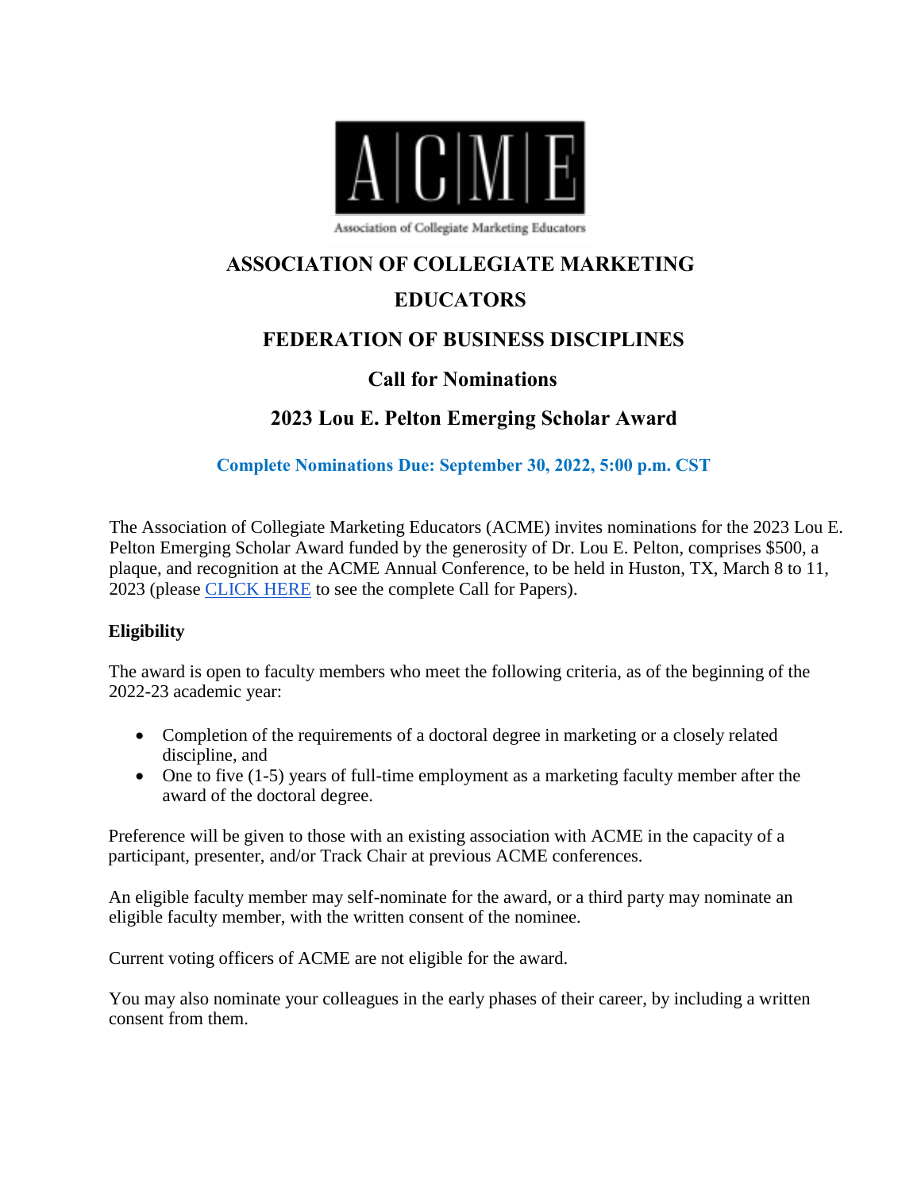A|C|M|E

Association of Collegiate Marketing Educators

# ASSOCIATION OF COLLEGIATE MARKETING EDUCATORS

# FEDERATION OF BUSINESS DISCIPLINES

## Call for Nominations

## 2023 Lou E. Pelton Emerging Scholar Award

**Complete Nominations Due: September 30, 2022, 5:00 p.m. CST**

The Association of Collegiate Marketing Educators (ACME) invites nominations for the 2023 Lou E. Pelton Emerging Scholar Award funded by the generosity of Dr. Lou E. Pelton, comprises $500, a plaque, and recognition at the ACME Annual Conference, to be held in Huston, TX, March 8 to 11, 2023 (please CLICK HERE to see the complete Call for Papers).

**Eligibility**

The award is open to faculty members who meet the following criteria, as of the beginning of the 2022-23 academic year:

- Completion of the requirements of a doctoral degree in marketing or a closely related discipline, and
- One to five (1-5) years of full-time employment as a marketing faculty member after the award of the doctoral degree.

Preference will be given to those with an existing association with ACME in the capacity of a participant, presenter, and/or Track Chair at previous ACME conferences.

An eligible faculty member may self-nominate for the award, or a third party may nominate an eligible faculty member, with the written consent of the nominee.

Current voting officers of ACME are not eligible for the award.

You may also nominate your colleagues in the early phases of their career, by including a written consent from them.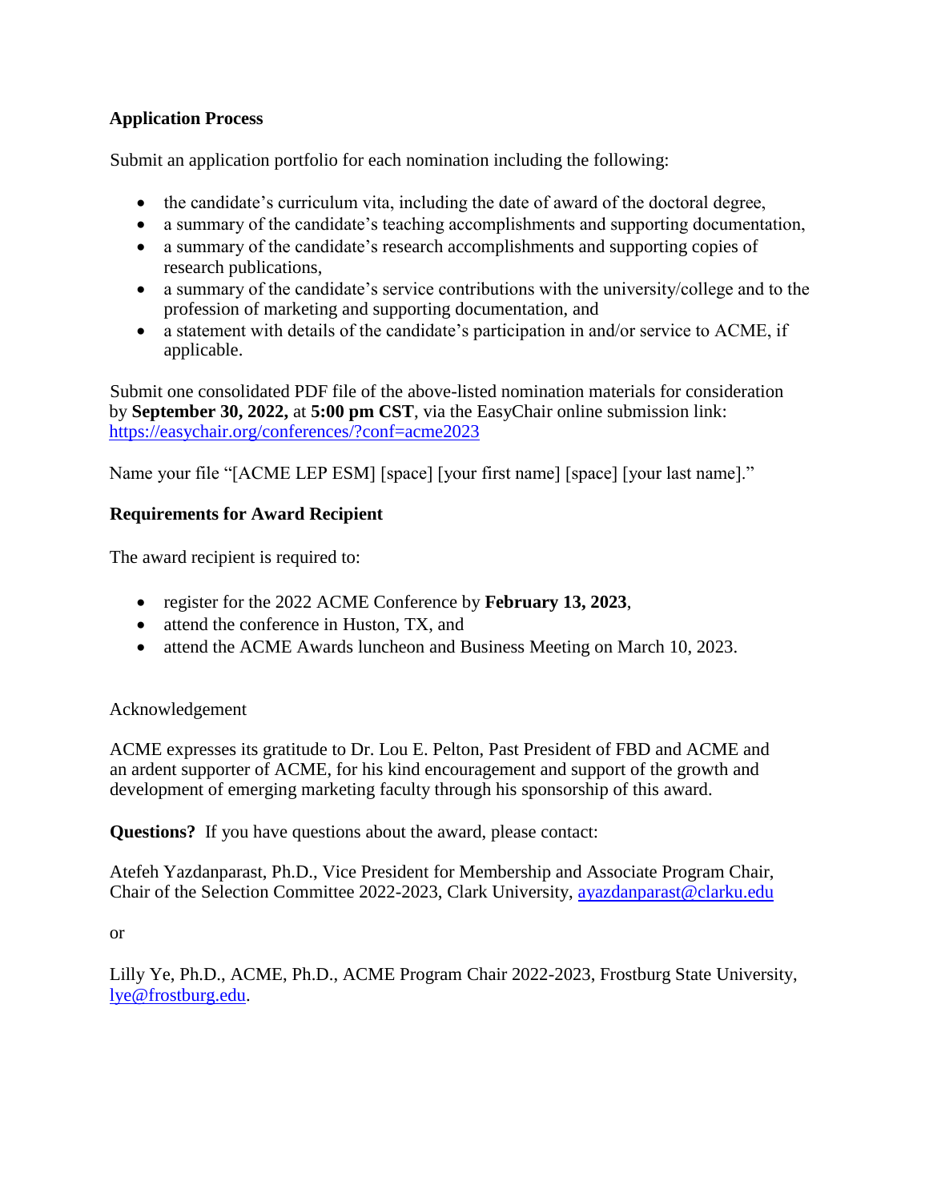**Application Process**

Submit an application portfolio for each nomination including the following:

- the candidate's curriculum vita, including the date of award of the doctoral degree,
- a summary of the candidate's teaching accomplishments and supporting documentation,
- a summary of the candidate's research accomplishments and supporting copies of research publications,
- a summary of the candidate's service contributions with the university/college and to the profession of marketing and supporting documentation, and
- a statement with details of the candidate's participation in and/or service to ACME, if applicable.

Submit one consolidated PDF file of the above-listed nomination materials for consideration by **September 30, 2022,** at **5:00 pm CST**, via the EasyChair online submission link: https://easychair.org/conferences/?conf=acme2023

Name your file "[ACME LEP ESM] [space] [your first name] [space] [your last name]."

**Requirements for Award Recipient**

The award recipient is required to:

- register for the 2022 ACME Conference by **February 13, 2023**,
- attend the conference in Huston, TX, and
- attend the ACME Awards luncheon and Business Meeting on March 10, 2023.

Acknowledgement

ACME expresses its gratitude to Dr. Lou E. Pelton, Past President of FBD and ACME and an ardent supporter of ACME, for his kind encouragement and support of the growth and development of emerging marketing faculty through his sponsorship of this award.

**Questions?** If you have questions about the award, please contact:

Atefeh Yazdanparast, Ph.D., Vice President for Membership and Associate Program Chair, Chair of the Selection Committee 2022-2023, Clark University, ayazdanparast@clarku.edu

or

Lilly Ye, Ph.D., ACME, Ph.D., ACME Program Chair 2022-2023, Frostburg State University, lye@frostburg.edu.